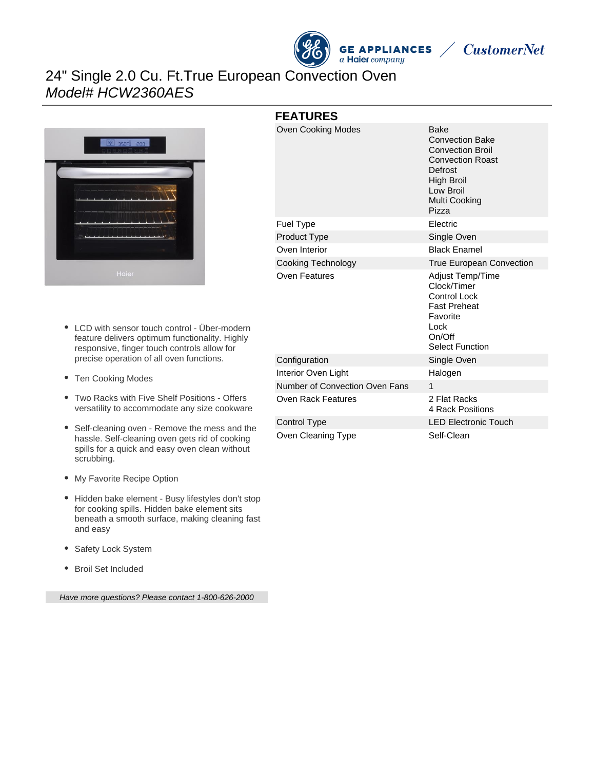# 24" Single 2.0 Cu. Ft.True European Convection Oven

*Model# HCW2360AES*

- LCD with sensor touch control - Über-modern feature delivers optimum functionality. Highly responsive, finger touch controls allow for precise operation of all oven functions.
- Ten Cooking Modes
- Two Racks with Five Shelf Positions - Offers versatility to accommodate any size cookware
- Self-cleaning oven - Remove the mess and the hassle. Self-cleaning oven gets rid of cooking spills for a quick and easy oven clean without scrubbing.
- My Favorite Recipe Option
- Hidden bake element - Busy lifestyles don't stop for cooking spills. Hidden bake element sits beneath a smooth surface, making cleaning fast and easy
- Safety Lock System
- Broil Set Included

*Have more questions? Please contact 1-800-626-2000*

## FEATURES

| | |
|---|---|
| Oven Cooking Modes | Bake<br>Convection Bake<br>Convection Broil<br>Convection Roast<br>Defrost<br>High Broil<br>Low Broil<br>Multi Cooking<br>Pizza |
| Fuel Type | Electric |
| Product Type | Single Oven |
| Oven Interior | Black Enamel |
| Cooking Technology | True European Convection |
| Oven Features | Adjust Temp/Time<br>Clock/Timer<br>Control Lock<br>Fast Preheat<br>Favorite<br>Lock<br>On/Off<br>Select Function |
| Configuration | Single Oven |
| Interior Oven Light | Halogen |
| Number of Convection Oven Fans | 1 |
| Oven Rack Features | 2 Flat Racks<br>4 Rack Positions |
| Control Type | LED Electronic Touch |
| Oven Cleaning Type | Self-Clean |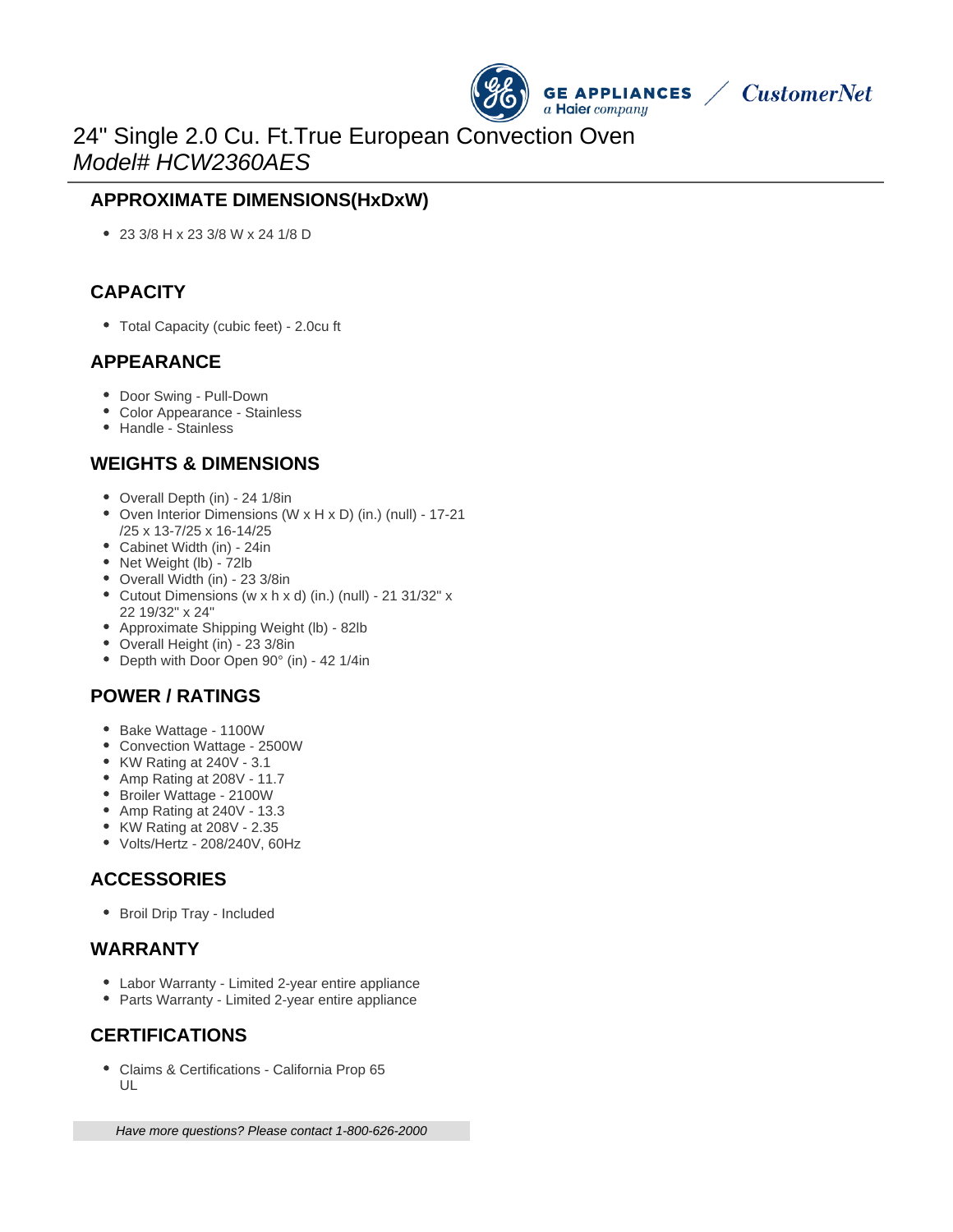# 24" Single 2.0 Cu. Ft.True European Convection Oven

*Model# HCW2360AES*

## APPROXIMATE DIMENSIONS(HxDxW)

- 23 3/8 H x 23 3/8 W x 24 1/8 D

## CAPACITY

- Total Capacity (cubic feet) - 2.0cu ft

## APPEARANCE

- Door Swing - Pull-Down
- Color Appearance - Stainless
- Handle - Stainless

## WEIGHTS & DIMENSIONS

- Overall Depth (in) - 24 1/8in
- Oven Interior Dimensions (W x H x D) (in.) (null) - 17-21 /25 x 13-7/25 x 16-14/25
- Cabinet Width (in) - 24in
- Net Weight (lb) - 72lb
- Overall Width (in) - 23 3/8in
- Cutout Dimensions (w x h x d) (in.) (null) - 21 31/32" x 22 19/32" x 24"
- Approximate Shipping Weight (lb) - 82lb
- Overall Height (in) - 23 3/8in
- Depth with Door Open 90° (in) - 42 1/4in

## POWER / RATINGS

- Bake Wattage - 1100W
- Convection Wattage - 2500W
- KW Rating at 240V - 3.1
- Amp Rating at 208V - 11.7
- Broiler Wattage - 2100W
- Amp Rating at 240V - 13.3
- KW Rating at 208V - 2.35
- Volts/Hertz - 208/240V, 60Hz

## ACCESSORIES

- Broil Drip Tray - Included

## WARRANTY

- Labor Warranty - Limited 2-year entire appliance
- Parts Warranty - Limited 2-year entire appliance

## CERTIFICATIONS

- Claims & Certifications - California Prop 65
  UL

*Have more questions? Please contact 1-800-626-2000*